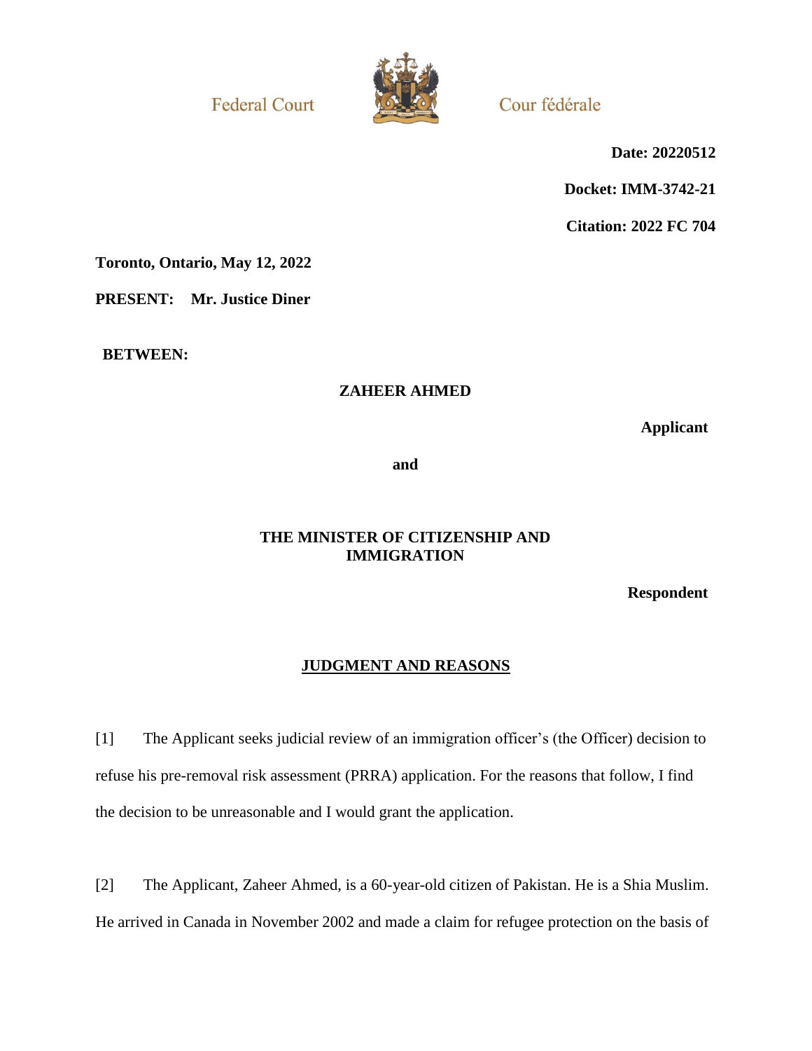Federal Court

Cour fédérale

**Date: 20220512**

**Docket: IMM-3742-21**

**Citation: 2022 FC 704**

**Toronto, Ontario, May 12, 2022**

**PRESENT: Mr. Justice Diner**

**BETWEEN:**

**ZAHEER AHMED**

**Applicant**

**and**

**THE MINISTER OF CITIZENSHIP AND IMMIGRATION**

**Respondent**

**JUDGMENT AND REASONS**

[1] The Applicant seeks judicial review of an immigration officer's (the Officer) decision to refuse his pre-removal risk assessment (PRRA) application. For the reasons that follow, I find the decision to be unreasonable and I would grant the application.

[2] The Applicant, Zaheer Ahmed, is a 60-year-old citizen of Pakistan. He is a Shia Muslim. He arrived in Canada in November 2002 and made a claim for refugee protection on the basis of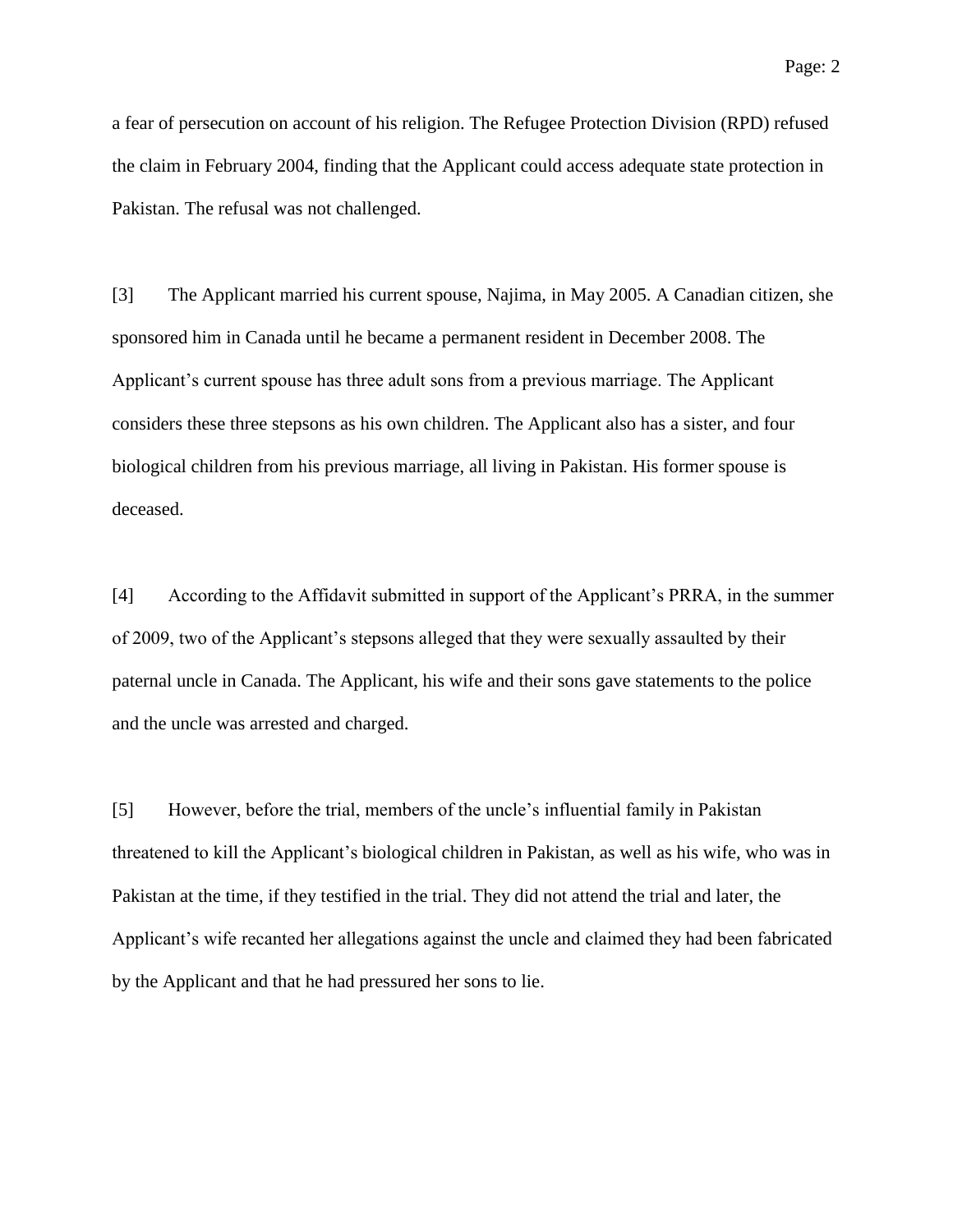a fear of persecution on account of his religion. The Refugee Protection Division (RPD) refused the claim in February 2004, finding that the Applicant could access adequate state protection in Pakistan. The refusal was not challenged.

[3] The Applicant married his current spouse, Najima, in May 2005. A Canadian citizen, she sponsored him in Canada until he became a permanent resident in December 2008. The Applicant's current spouse has three adult sons from a previous marriage. The Applicant considers these three stepsons as his own children. The Applicant also has a sister, and four biological children from his previous marriage, all living in Pakistan. His former spouse is deceased.

[4] According to the Affidavit submitted in support of the Applicant's PRRA, in the summer of 2009, two of the Applicant's stepsons alleged that they were sexually assaulted by their paternal uncle in Canada. The Applicant, his wife and their sons gave statements to the police and the uncle was arrested and charged.

[5] However, before the trial, members of the uncle's influential family in Pakistan threatened to kill the Applicant's biological children in Pakistan, as well as his wife, who was in Pakistan at the time, if they testified in the trial. They did not attend the trial and later, the Applicant's wife recanted her allegations against the uncle and claimed they had been fabricated by the Applicant and that he had pressured her sons to lie.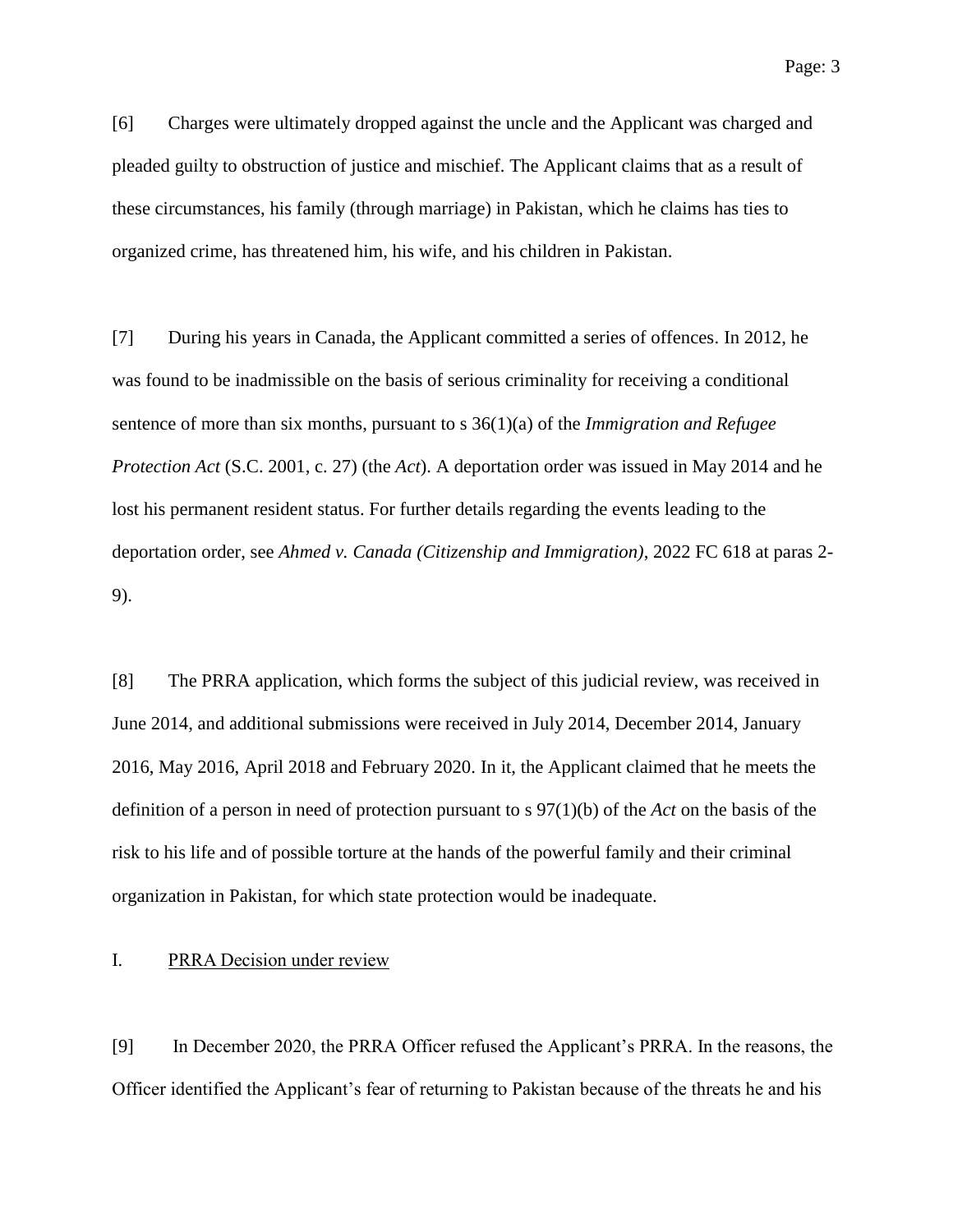[6] Charges were ultimately dropped against the uncle and the Applicant was charged and pleaded guilty to obstruction of justice and mischief. The Applicant claims that as a result of these circumstances, his family (through marriage) in Pakistan, which he claims has ties to organized crime, has threatened him, his wife, and his children in Pakistan.

[7] During his years in Canada, the Applicant committed a series of offences. In 2012, he was found to be inadmissible on the basis of serious criminality for receiving a conditional sentence of more than six months, pursuant to s 36(1)(a) of the *Immigration and Refugee Protection Act* (S.C. 2001, c. 27) (the *Act*). A deportation order was issued in May 2014 and he lost his permanent resident status. For further details regarding the events leading to the deportation order, see *Ahmed v. Canada (Citizenship and Immigration)*, 2022 FC 618 at paras 2-9).

[8] The PRRA application, which forms the subject of this judicial review, was received in June 2014, and additional submissions were received in July 2014, December 2014, January 2016, May 2016, April 2018 and February 2020. In it, the Applicant claimed that he meets the definition of a person in need of protection pursuant to s 97(1)(b) of the *Act* on the basis of the risk to his life and of possible torture at the hands of the powerful family and their criminal organization in Pakistan, for which state protection would be inadequate.

## I. PRRA Decision under review

[9] In December 2020, the PRRA Officer refused the Applicant's PRRA. In the reasons, the Officer identified the Applicant's fear of returning to Pakistan because of the threats he and his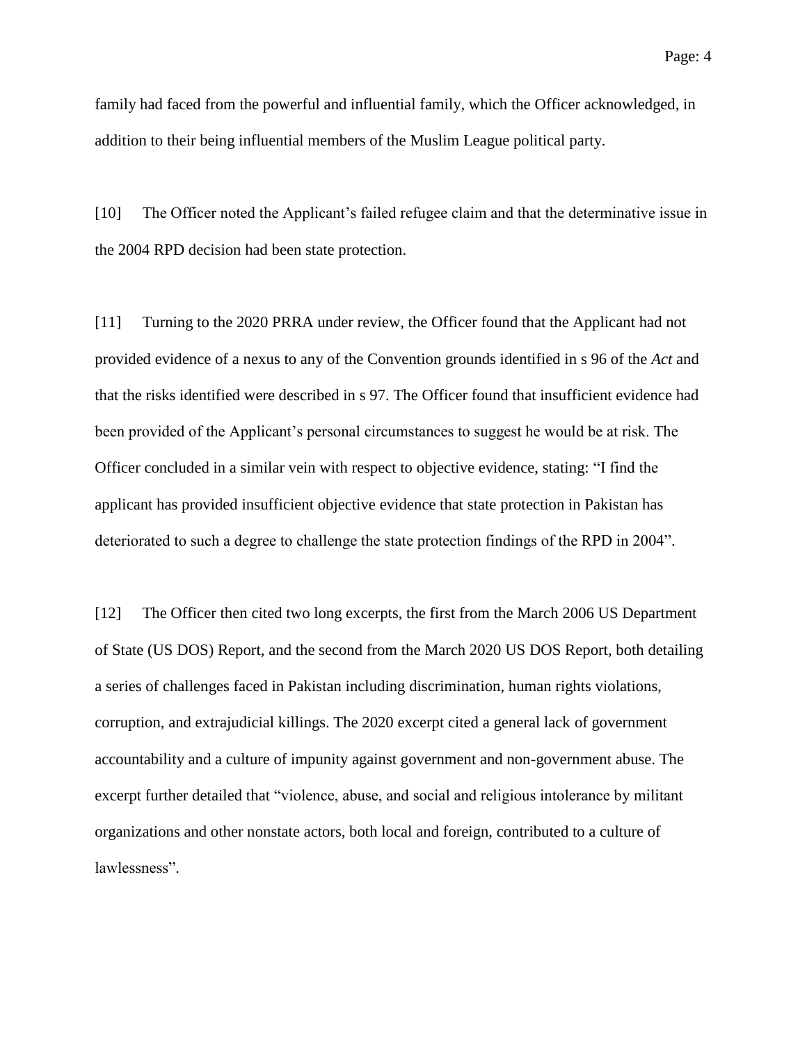family had faced from the powerful and influential family, which the Officer acknowledged, in addition to their being influential members of the Muslim League political party.

[10] The Officer noted the Applicant's failed refugee claim and that the determinative issue in the 2004 RPD decision had been state protection.

[11] Turning to the 2020 PRRA under review, the Officer found that the Applicant had not provided evidence of a nexus to any of the Convention grounds identified in s 96 of the *Act* and that the risks identified were described in s 97. The Officer found that insufficient evidence had been provided of the Applicant's personal circumstances to suggest he would be at risk. The Officer concluded in a similar vein with respect to objective evidence, stating: "I find the applicant has provided insufficient objective evidence that state protection in Pakistan has deteriorated to such a degree to challenge the state protection findings of the RPD in 2004".

[12] The Officer then cited two long excerpts, the first from the March 2006 US Department of State (US DOS) Report, and the second from the March 2020 US DOS Report, both detailing a series of challenges faced in Pakistan including discrimination, human rights violations, corruption, and extrajudicial killings. The 2020 excerpt cited a general lack of government accountability and a culture of impunity against government and non-government abuse. The excerpt further detailed that "violence, abuse, and social and religious intolerance by militant organizations and other nonstate actors, both local and foreign, contributed to a culture of lawlessness".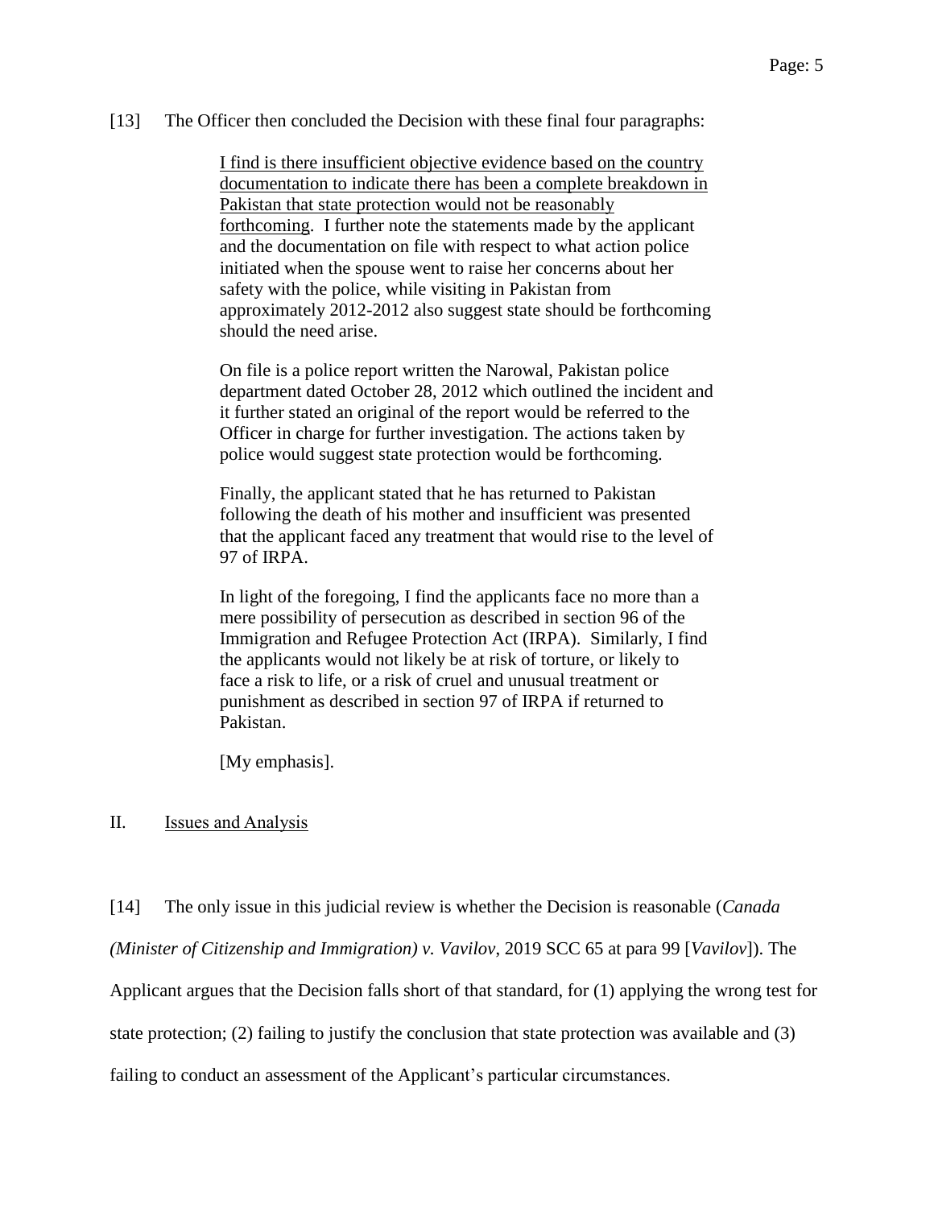[13] The Officer then concluded the Decision with these final four paragraphs:

> <u>I find is there insufficient objective evidence based on the country documentation to indicate there has been a complete breakdown in Pakistan that state protection would not be reasonably forthcoming</u>. I further note the statements made by the applicant and the documentation on file with respect to what action police initiated when the spouse went to raise her concerns about her safety with the police, while visiting in Pakistan from approximately 2012-2012 also suggest state should be forthcoming should the need arise.
>
> On file is a police report written the Narowal, Pakistan police department dated October 28, 2012 which outlined the incident and it further stated an original of the report would be referred to the Officer in charge for further investigation. The actions taken by police would suggest state protection would be forthcoming.
>
> Finally, the applicant stated that he has returned to Pakistan following the death of his mother and insufficient was presented that the applicant faced any treatment that would rise to the level of 97 of IRPA.
>
> In light of the foregoing, I find the applicants face no more than a mere possibility of persecution as described in section 96 of the Immigration and Refugee Protection Act (IRPA). Similarly, I find the applicants would not likely be at risk of torture, or likely to face a risk to life, or a risk of cruel and unusual treatment or punishment as described in section 97 of IRPA if returned to Pakistan.
>
> [My emphasis].

## II. Issues and Analysis

[14] The only issue in this judicial review is whether the Decision is reasonable (*Canada (Minister of Citizenship and Immigration) v. Vavilov*, 2019 SCC 65 at para 99 [*Vavilov*]). The Applicant argues that the Decision falls short of that standard, for (1) applying the wrong test for state protection; (2) failing to justify the conclusion that state protection was available and (3) failing to conduct an assessment of the Applicant's particular circumstances.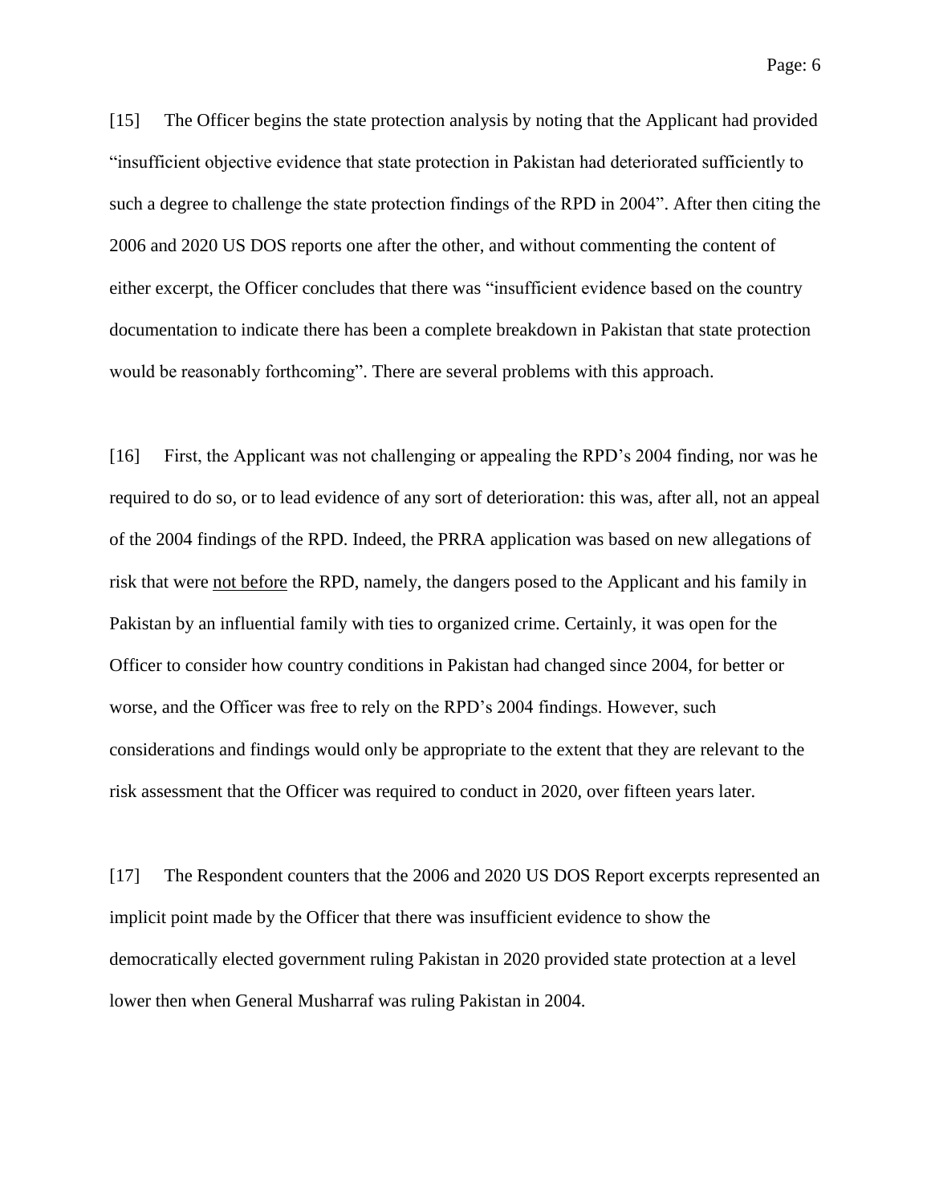[15] The Officer begins the state protection analysis by noting that the Applicant had provided "insufficient objective evidence that state protection in Pakistan had deteriorated sufficiently to such a degree to challenge the state protection findings of the RPD in 2004". After then citing the 2006 and 2020 US DOS reports one after the other, and without commenting the content of either excerpt, the Officer concludes that there was "insufficient evidence based on the country documentation to indicate there has been a complete breakdown in Pakistan that state protection would be reasonably forthcoming". There are several problems with this approach.

[16] First, the Applicant was not challenging or appealing the RPD's 2004 finding, nor was he required to do so, or to lead evidence of any sort of deterioration: this was, after all, not an appeal of the 2004 findings of the RPD. Indeed, the PRRA application was based on new allegations of risk that were <u>not before</u> the RPD, namely, the dangers posed to the Applicant and his family in Pakistan by an influential family with ties to organized crime. Certainly, it was open for the Officer to consider how country conditions in Pakistan had changed since 2004, for better or worse, and the Officer was free to rely on the RPD's 2004 findings. However, such considerations and findings would only be appropriate to the extent that they are relevant to the risk assessment that the Officer was required to conduct in 2020, over fifteen years later.

[17] The Respondent counters that the 2006 and 2020 US DOS Report excerpts represented an implicit point made by the Officer that there was insufficient evidence to show the democratically elected government ruling Pakistan in 2020 provided state protection at a level lower then when General Musharraf was ruling Pakistan in 2004.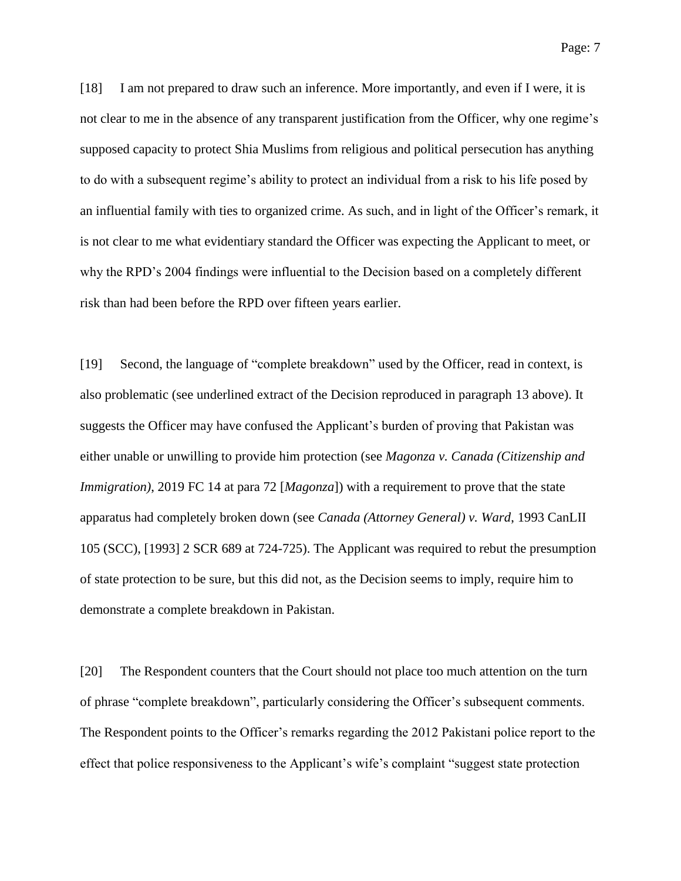[18] I am not prepared to draw such an inference. More importantly, and even if I were, it is not clear to me in the absence of any transparent justification from the Officer, why one regime's supposed capacity to protect Shia Muslims from religious and political persecution has anything to do with a subsequent regime's ability to protect an individual from a risk to his life posed by an influential family with ties to organized crime. As such, and in light of the Officer's remark, it is not clear to me what evidentiary standard the Officer was expecting the Applicant to meet, or why the RPD's 2004 findings were influential to the Decision based on a completely different risk than had been before the RPD over fifteen years earlier.

[19] Second, the language of "complete breakdown" used by the Officer, read in context, is also problematic (see underlined extract of the Decision reproduced in paragraph 13 above). It suggests the Officer may have confused the Applicant's burden of proving that Pakistan was either unable or unwilling to provide him protection (see *Magonza v. Canada (Citizenship and Immigration)*, 2019 FC 14 at para 72 [*Magonza*]) with a requirement to prove that the state apparatus had completely broken down (see *Canada (Attorney General) v. Ward*, 1993 CanLII 105 (SCC), [1993] 2 SCR 689 at 724-725). The Applicant was required to rebut the presumption of state protection to be sure, but this did not, as the Decision seems to imply, require him to demonstrate a complete breakdown in Pakistan.

[20] The Respondent counters that the Court should not place too much attention on the turn of phrase "complete breakdown", particularly considering the Officer's subsequent comments. The Respondent points to the Officer's remarks regarding the 2012 Pakistani police report to the effect that police responsiveness to the Applicant's wife's complaint "suggest state protection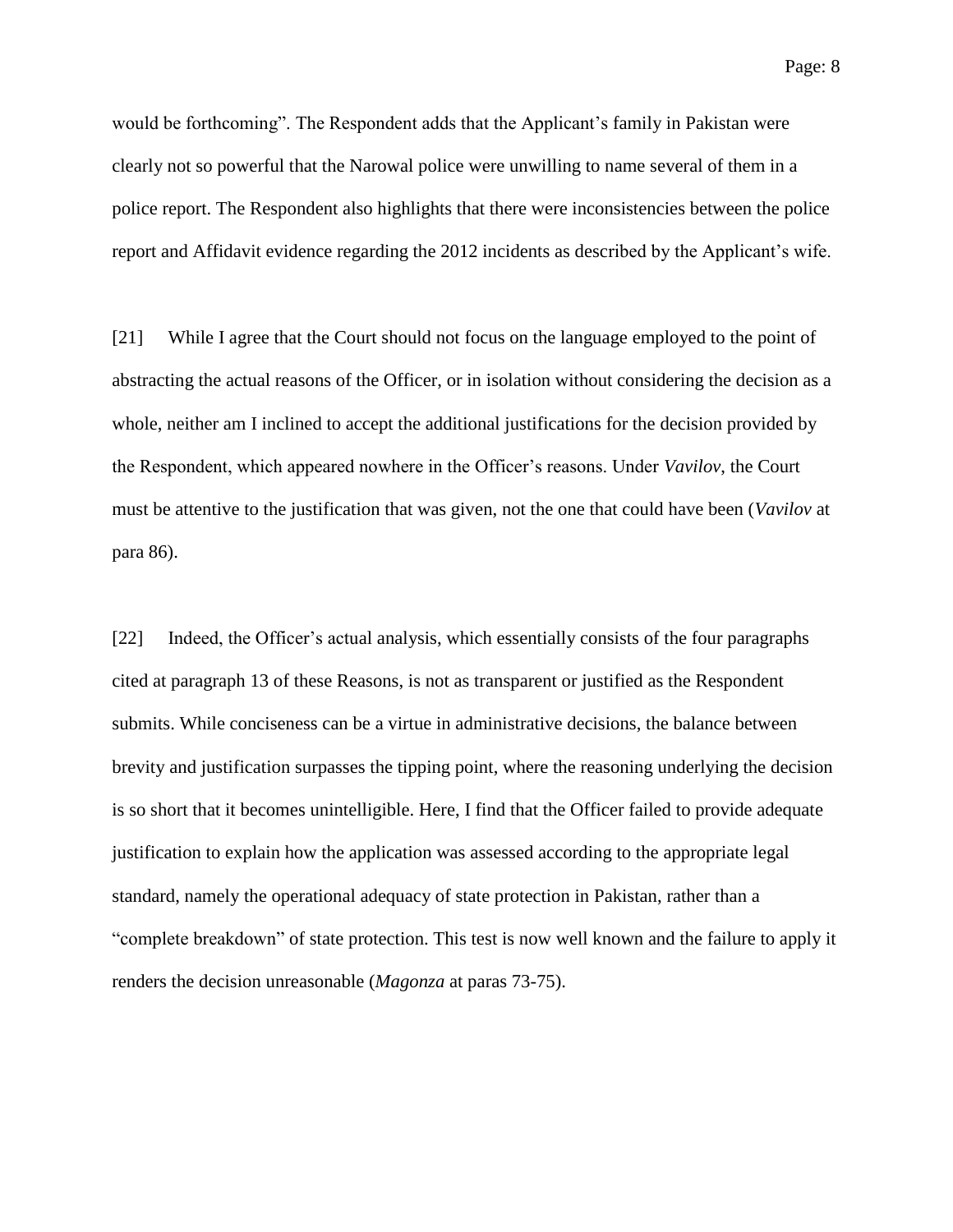would be forthcoming". The Respondent adds that the Applicant's family in Pakistan were clearly not so powerful that the Narowal police were unwilling to name several of them in a police report. The Respondent also highlights that there were inconsistencies between the police report and Affidavit evidence regarding the 2012 incidents as described by the Applicant's wife.

[21] While I agree that the Court should not focus on the language employed to the point of abstracting the actual reasons of the Officer, or in isolation without considering the decision as a whole, neither am I inclined to accept the additional justifications for the decision provided by the Respondent, which appeared nowhere in the Officer's reasons. Under *Vavilov*, the Court must be attentive to the justification that was given, not the one that could have been (*Vavilov* at para 86).

[22] Indeed, the Officer's actual analysis, which essentially consists of the four paragraphs cited at paragraph 13 of these Reasons, is not as transparent or justified as the Respondent submits. While conciseness can be a virtue in administrative decisions, the balance between brevity and justification surpasses the tipping point, where the reasoning underlying the decision is so short that it becomes unintelligible. Here, I find that the Officer failed to provide adequate justification to explain how the application was assessed according to the appropriate legal standard, namely the operational adequacy of state protection in Pakistan, rather than a "complete breakdown" of state protection. This test is now well known and the failure to apply it renders the decision unreasonable (*Magonza* at paras 73-75).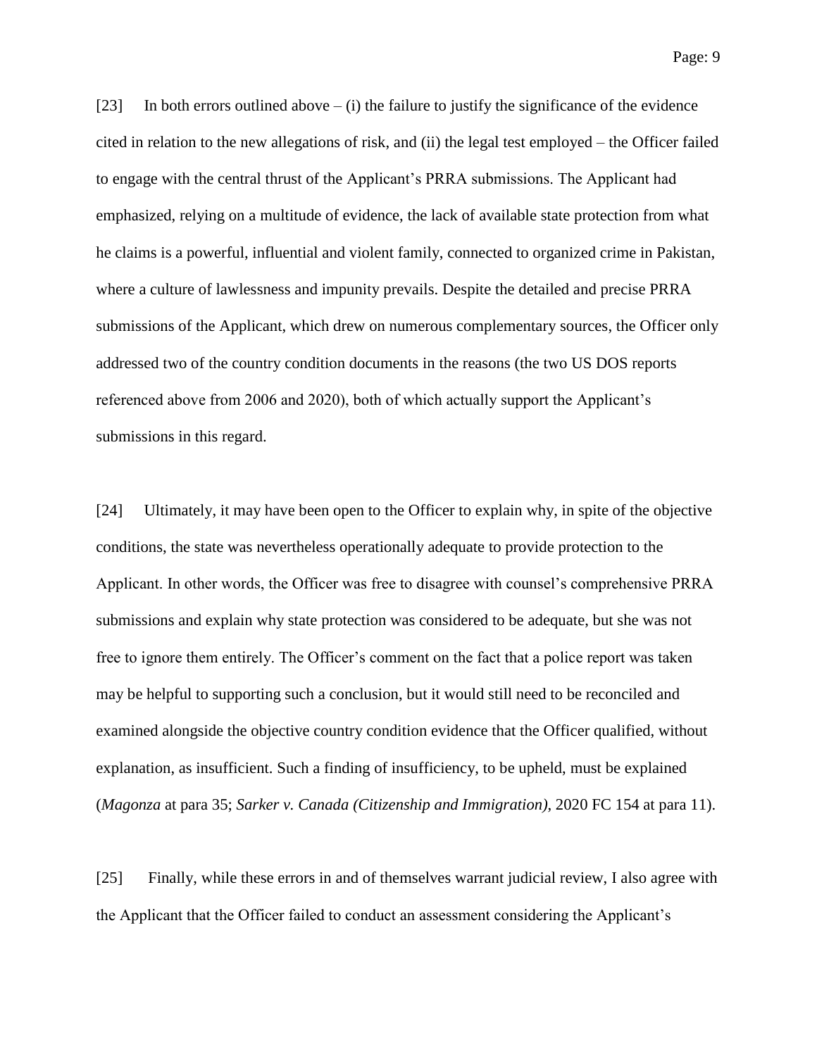[23] In both errors outlined above – (i) the failure to justify the significance of the evidence cited in relation to the new allegations of risk, and (ii) the legal test employed – the Officer failed to engage with the central thrust of the Applicant's PRRA submissions. The Applicant had emphasized, relying on a multitude of evidence, the lack of available state protection from what he claims is a powerful, influential and violent family, connected to organized crime in Pakistan, where a culture of lawlessness and impunity prevails. Despite the detailed and precise PRRA submissions of the Applicant, which drew on numerous complementary sources, the Officer only addressed two of the country condition documents in the reasons (the two US DOS reports referenced above from 2006 and 2020), both of which actually support the Applicant's submissions in this regard.

[24] Ultimately, it may have been open to the Officer to explain why, in spite of the objective conditions, the state was nevertheless operationally adequate to provide protection to the Applicant. In other words, the Officer was free to disagree with counsel's comprehensive PRRA submissions and explain why state protection was considered to be adequate, but she was not free to ignore them entirely. The Officer's comment on the fact that a police report was taken may be helpful to supporting such a conclusion, but it would still need to be reconciled and examined alongside the objective country condition evidence that the Officer qualified, without explanation, as insufficient. Such a finding of insufficiency, to be upheld, must be explained (*Magonza* at para 35; *Sarker v. Canada (Citizenship and Immigration)*, 2020 FC 154 at para 11).

[25] Finally, while these errors in and of themselves warrant judicial review, I also agree with the Applicant that the Officer failed to conduct an assessment considering the Applicant's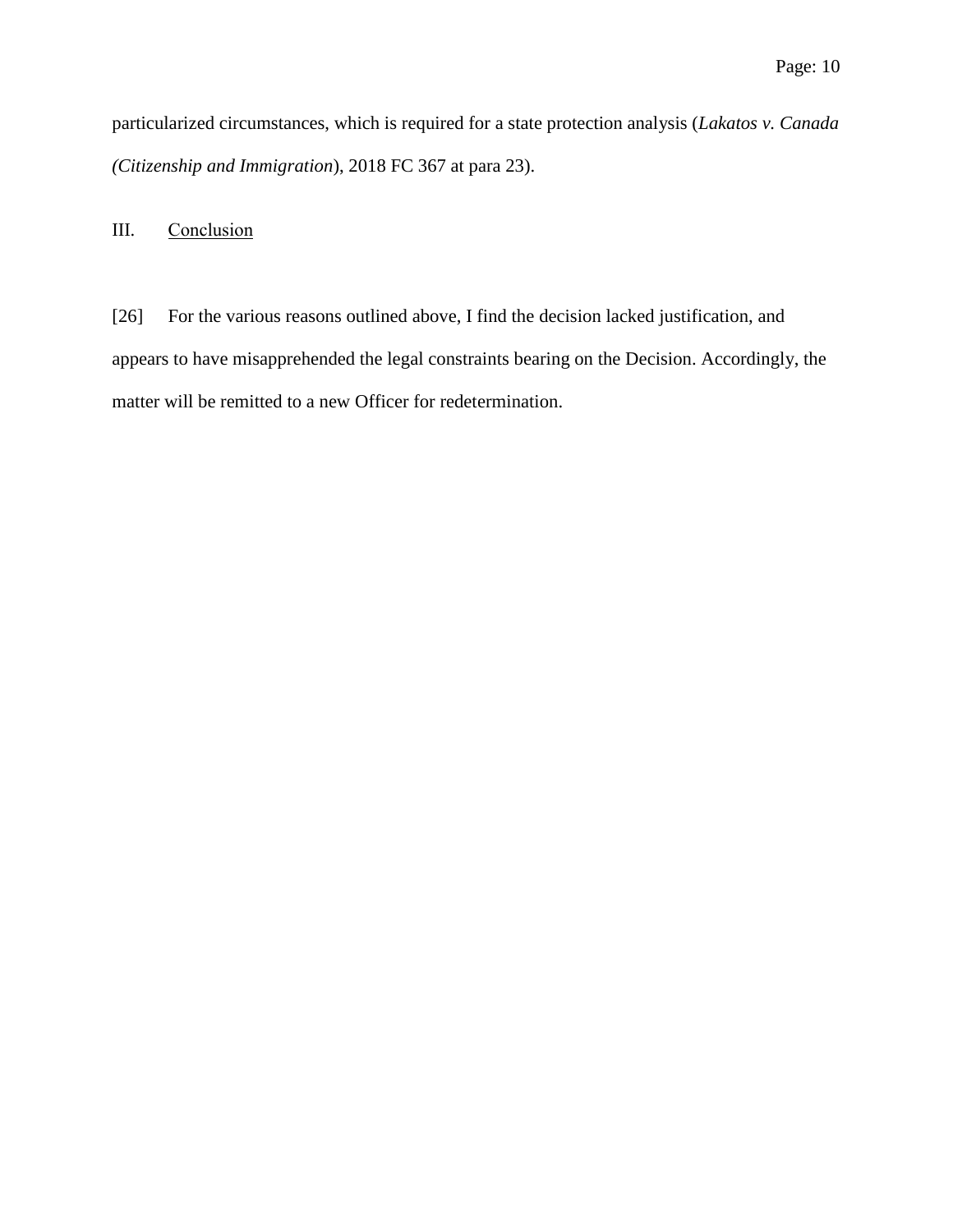particularized circumstances, which is required for a state protection analysis (*Lakatos v. Canada (Citizenship and Immigration*), 2018 FC 367 at para 23).

## III. Conclusion

[26] For the various reasons outlined above, I find the decision lacked justification, and appears to have misapprehended the legal constraints bearing on the Decision. Accordingly, the matter will be remitted to a new Officer for redetermination.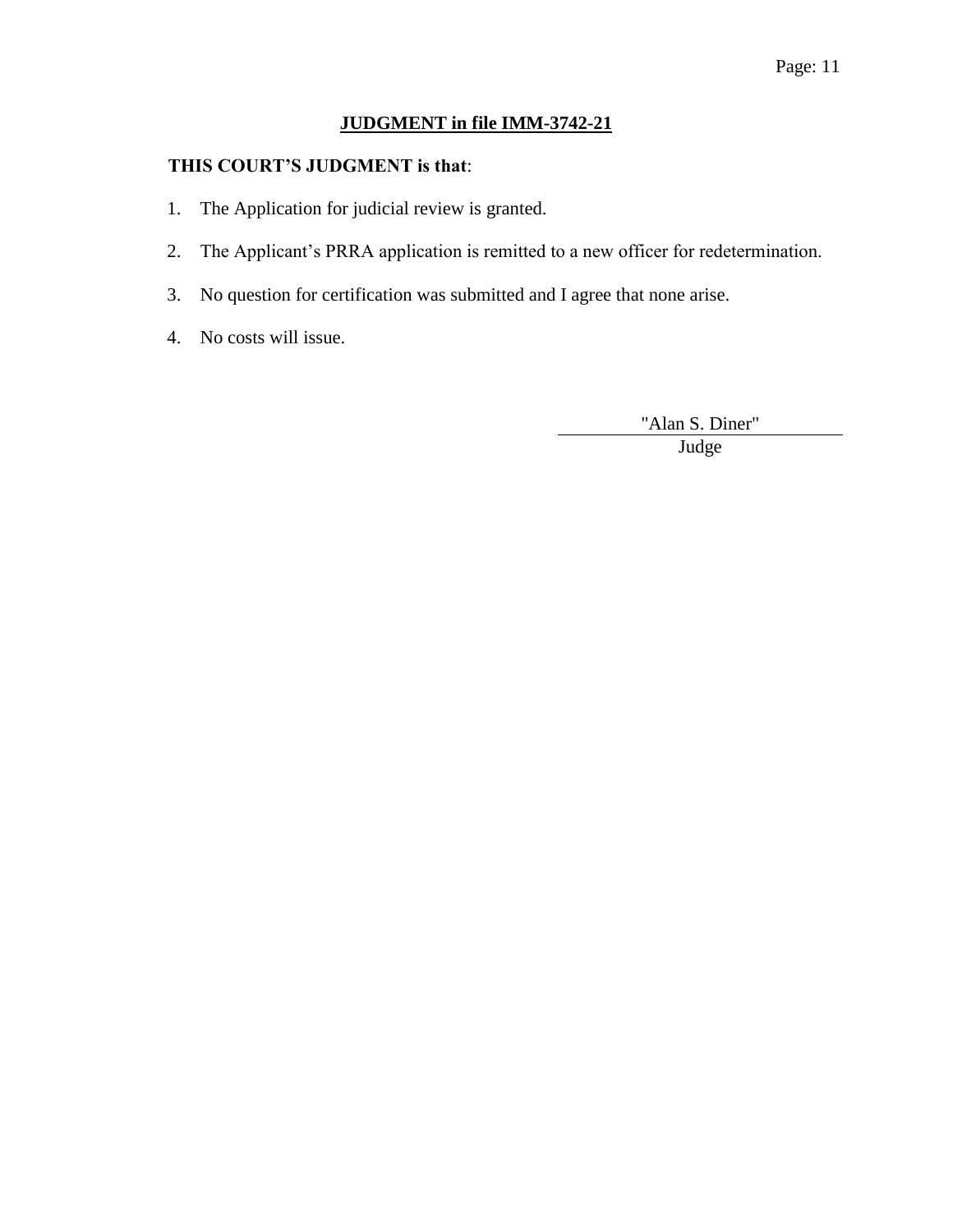## JUDGMENT in file IMM-3742-21

**THIS COURT'S JUDGMENT is that**:

1. The Application for judicial review is granted.
2. The Applicant's PRRA application is remitted to a new officer for redetermination.
3. No question for certification was submitted and I agree that none arise.
4. No costs will issue.

"Alan S. Diner"

Judge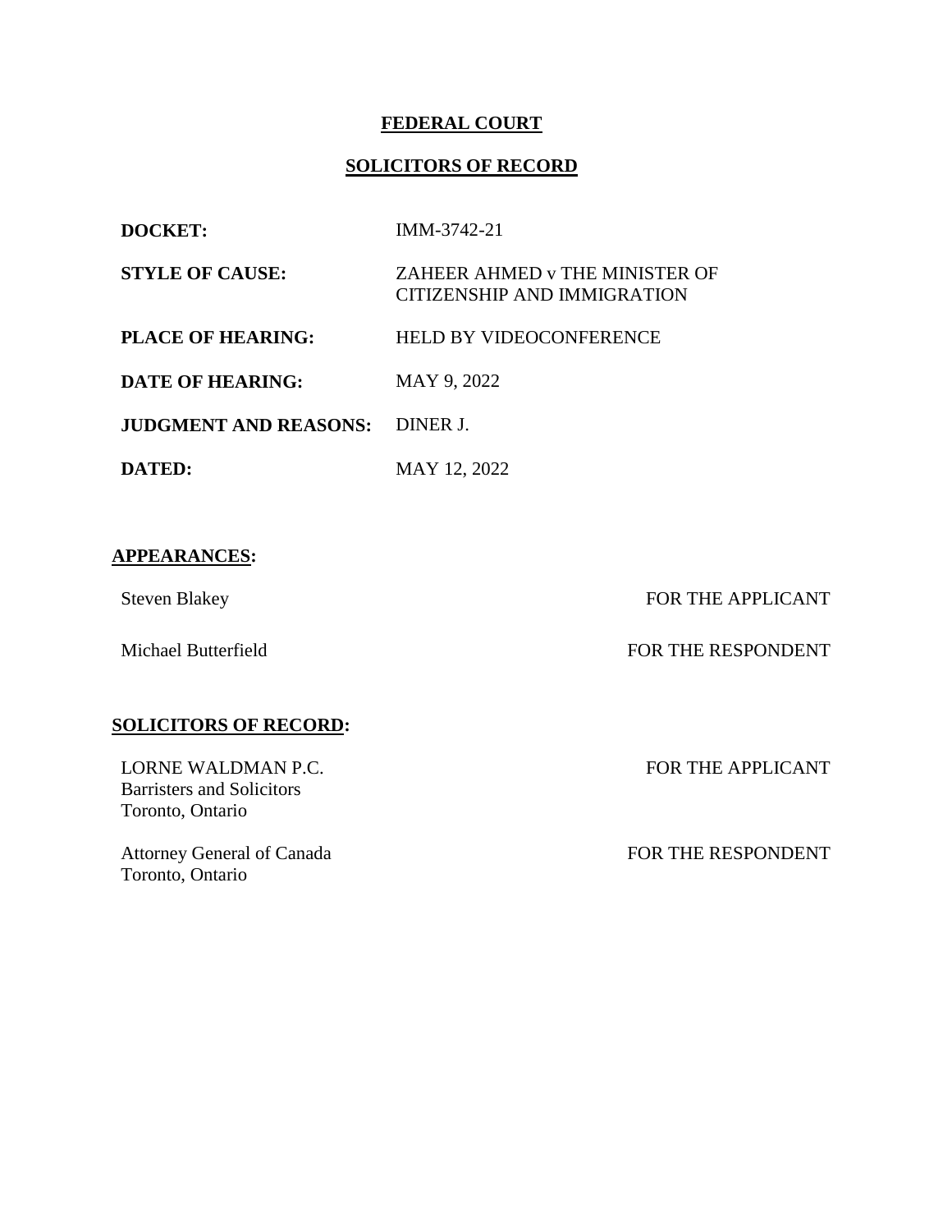**FEDERAL COURT**

**SOLICITORS OF RECORD**

| | |
|---|---|
| **DOCKET:** | IMM-3742-21 |
| **STYLE OF CAUSE:** | ZAHEER AHMED v THE MINISTER OF CITIZENSHIP AND IMMIGRATION |
| **PLACE OF HEARING:** | HELD BY VIDEOCONFERENCE |
| **DATE OF HEARING:** | MAY 9, 2022 |
| **JUDGMENT AND REASONS:** | DINER J. |
| **DATED:** | MAY 12, 2022 |

**APPEARANCES:**

| | |
|---|---|
| Steven Blakey | FOR THE APPLICANT |
| Michael Butterfield | FOR THE RESPONDENT |

**SOLICITORS OF RECORD:**

| | |
|---|---|
| LORNE WALDMAN P.C.<br>Barristers and Solicitors<br>Toronto, Ontario | FOR THE APPLICANT |
| Attorney General of Canada<br>Toronto, Ontario | FOR THE RESPONDENT |